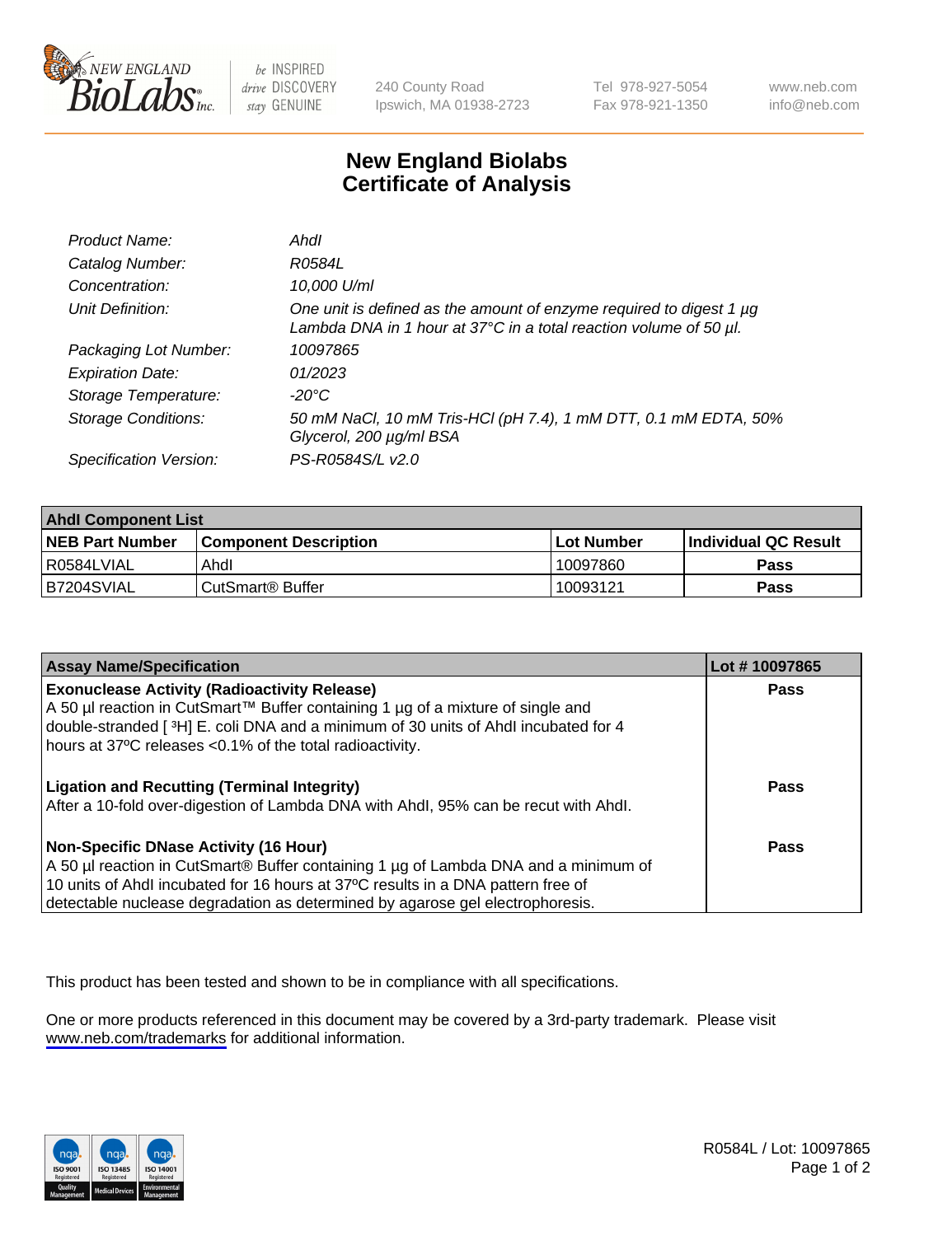# New England Biolabs
# Certificate of Analysis

| | |
|---|---|
| *Product Name:* | *AhdI* |
| *Catalog Number:* | *R0584L* |
| *Concentration:* | *10,000 U/ml* |
| *Unit Definition:* | *One unit is defined as the amount of enzyme required to digest 1 µg Lambda DNA in 1 hour at 37°C in a total reaction volume of 50 µl.* |
| *Packaging Lot Number:* | *10097865* |
| *Expiration Date:* | *01/2023* |
| *Storage Temperature:* | *-20°C* |
| *Storage Conditions:* | *50 mM NaCl, 10 mM Tris-HCl (pH 7.4), 1 mM DTT, 0.1 mM EDTA, 50% Glycerol, 200 µg/ml BSA* |
| *Specification Version:* | *PS-R0584S/L v2.0* |

| AhdI Component List | | | |
|---|---|---|---|
| **NEB Part Number** | **Component Description** | **Lot Number** | **Individual QC Result** |
| R0584LVIAL | AhdI | 10097860 | **Pass** |
| B7204SVIAL | CutSmart® Buffer | 10093121 | **Pass** |

| Assay Name/Specification | Lot # 10097865 |
|---|---|
| **Exonuclease Activity (Radioactivity Release)**<br>A 50 µl reaction in CutSmart™ Buffer containing 1 µg of a mixture of single and double-stranded [ $^3$H] E. coli DNA and a minimum of 30 units of AhdI incubated for 4 hours at 37ºC releases <0.1% of the total radioactivity. | **Pass** |
| **Ligation and Recutting (Terminal Integrity)**<br>After a 10-fold over-digestion of Lambda DNA with AhdI, 95% can be recut with AhdI. | **Pass** |
| **Non-Specific DNase Activity (16 Hour)**<br>A 50 µl reaction in CutSmart® Buffer containing 1 µg of Lambda DNA and a minimum of 10 units of AhdI incubated for 16 hours at 37ºC results in a DNA pattern free of detectable nuclease degradation as determined by agarose gel electrophoresis. | **Pass** |

This product has been tested and shown to be in compliance with all specifications.

One or more products referenced in this document may be covered by a 3rd-party trademark. Please visit www.neb.com/trademarks for additional information.

R0584L / Lot: 10097865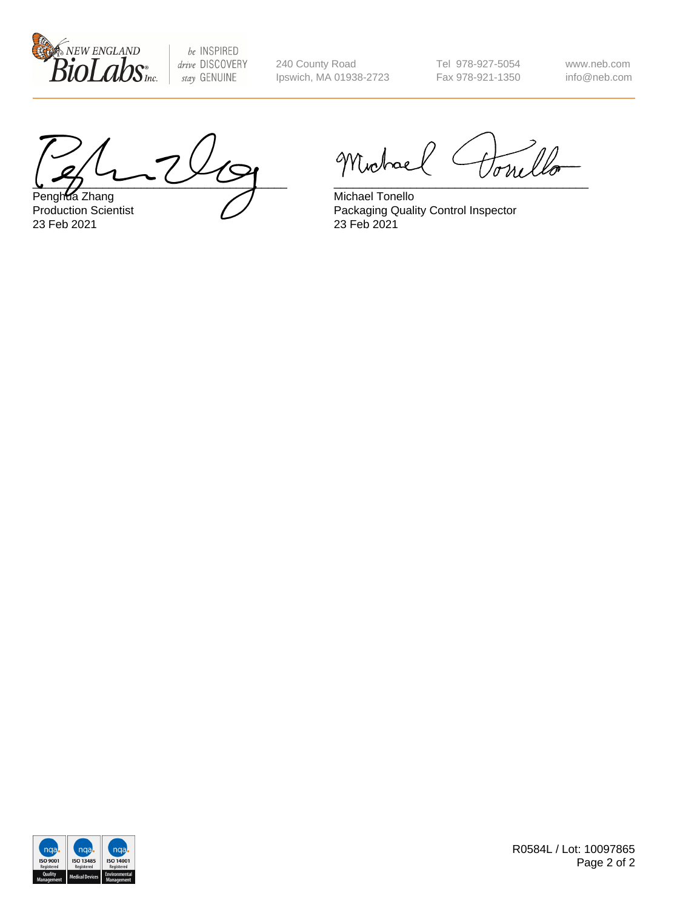240 County Road
Ipswich, MA 01938-2723

Tel 978-927-5054
Fax 978-921-1350

www.neb.com
info@neb.com

Penghua Zhang
Production Scientist
23 Feb 2021

Michael Tonello
Packaging Quality Control Inspector
23 Feb 2021

R0584L / Lot: 10097865